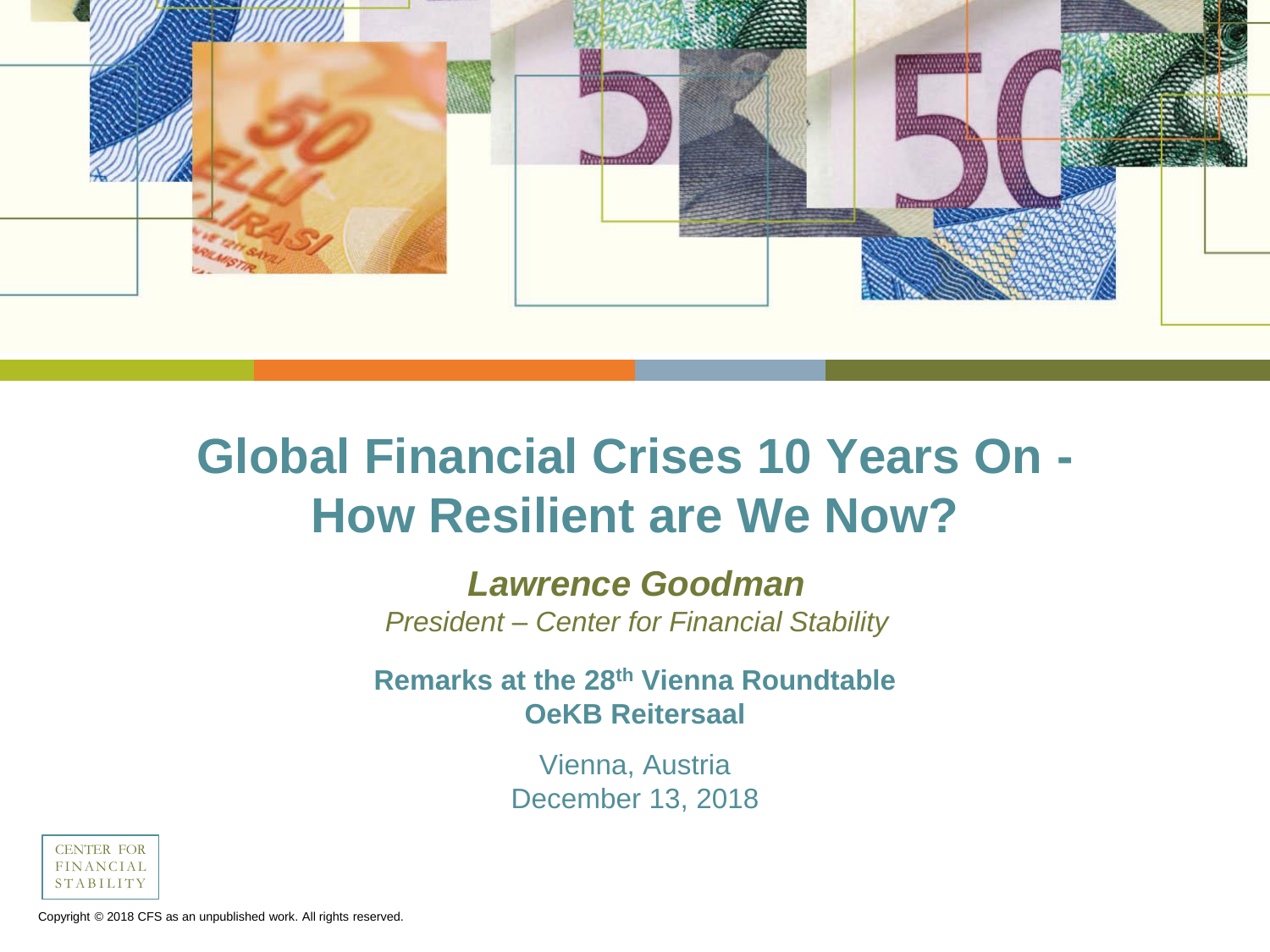# Global Financial Crises 10 Years On - How Resilient are We Now?

***Lawrence Goodman***

*President – Center for Financial Stability*

**Remarks at the 28th Vienna Roundtable**
**OeKB Reitersaal**

Vienna, Austria
December 13, 2018

CENTER FOR
FINANCIAL
STABILITY

Copyright © 2018 CFS as an unpublished work. All rights reserved.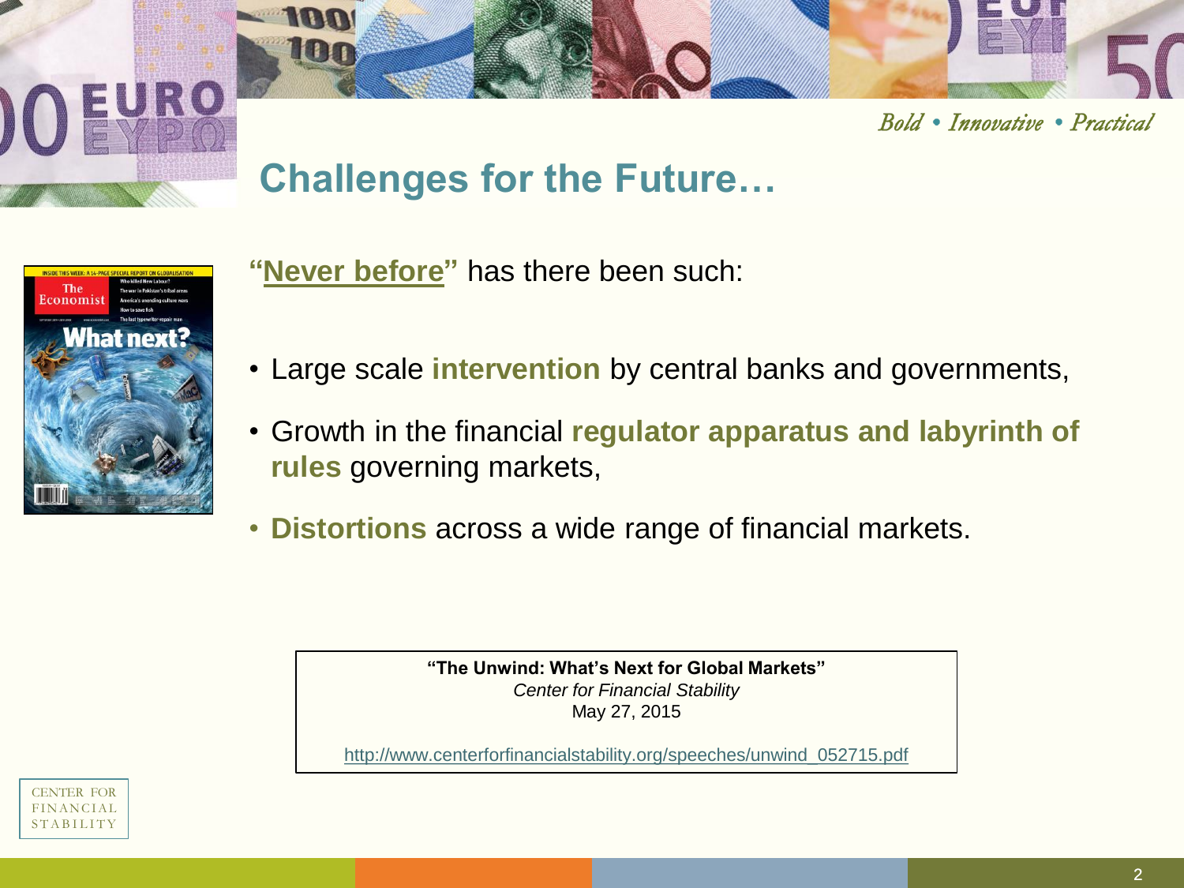Bold • Innovative • Practical

# Challenges for the Future…

**"Never before"** has there been such:

- Large scale **intervention** by central banks and governments,
- Growth in the financial **regulator apparatus and labyrinth of rules** governing markets,
- **Distortions** across a wide range of financial markets.

**"The Unwind: What's Next for Global Markets"**
*Center for Financial Stability*
May 27, 2015

http://www.centerforfinancialstability.org/speeches/unwind_052715.pdf

CENTER FOR FINANCIAL STABILITY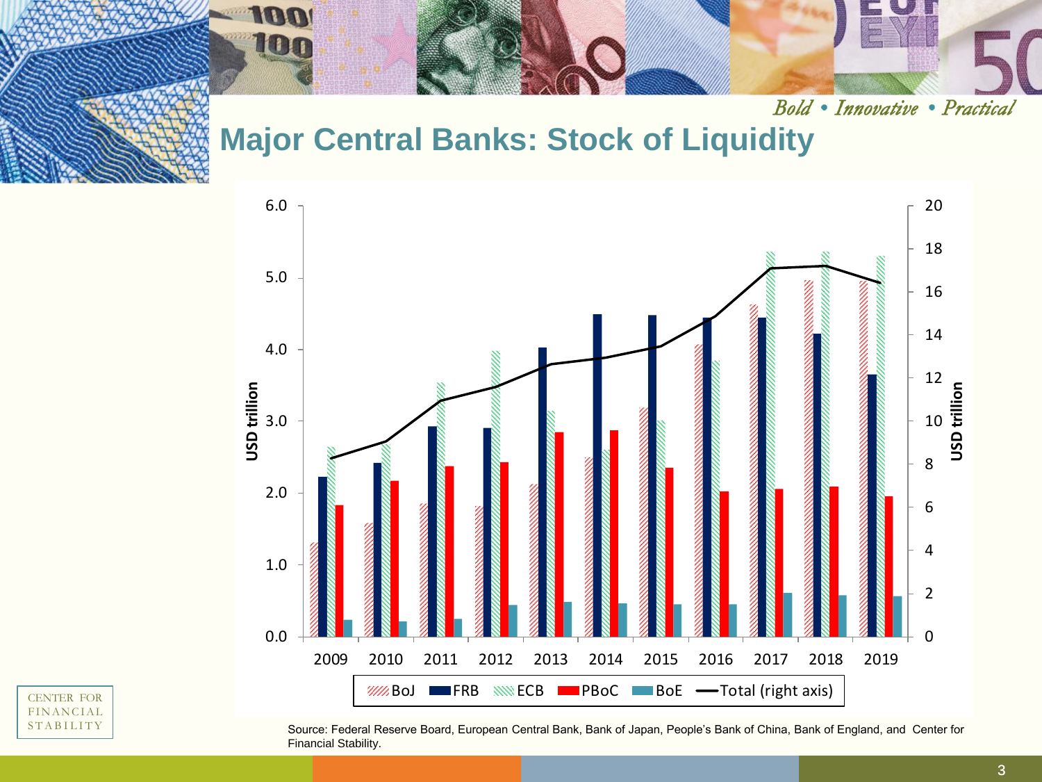# Major Central Banks: Stock of Liquidity

Source: Federal Reserve Board, European Central Bank, Bank of Japan, People's Bank of China, Bank of England, and Center for Financial Stability.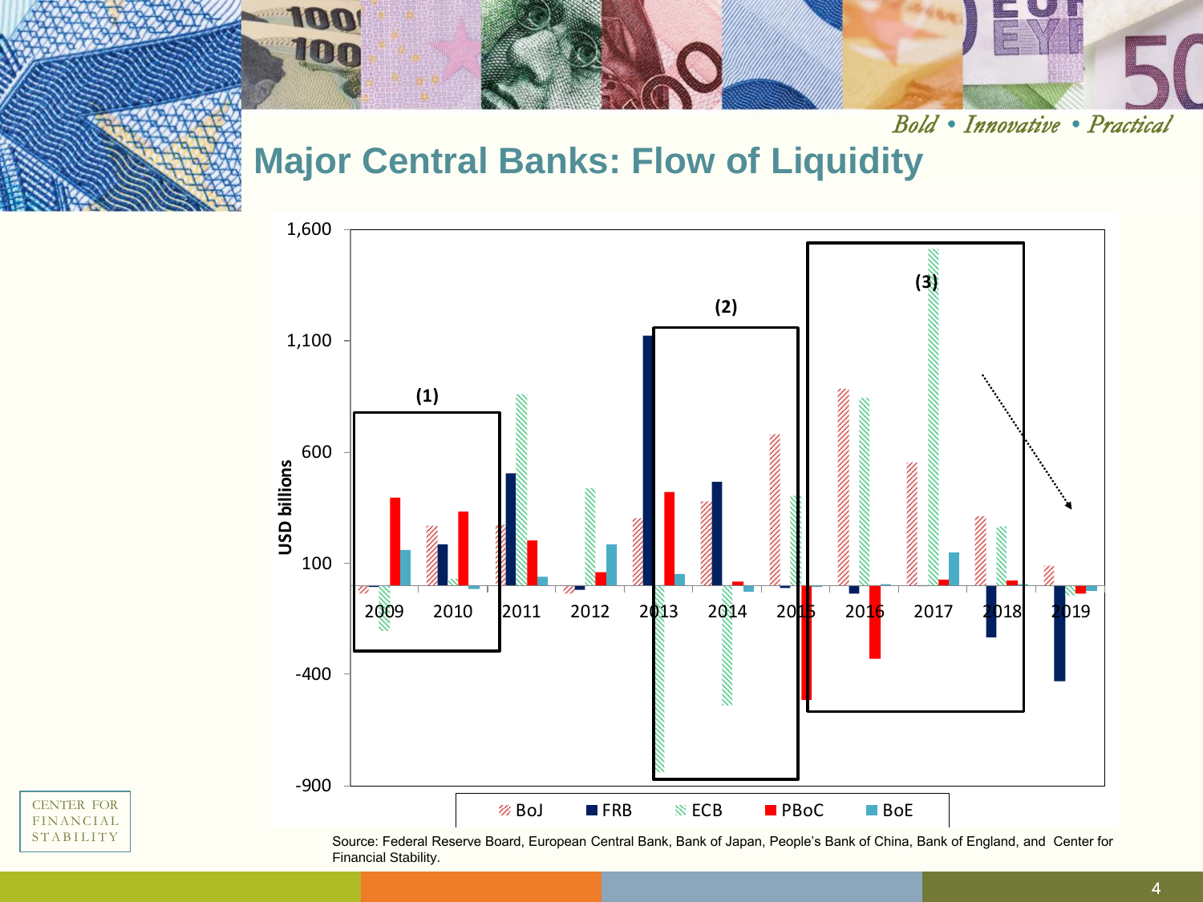*Bold • Innovative • Practical*

# Major Central Banks: Flow of Liquidity

(1) (2) (3)

USD billions

1,600
1,100
600
100
-400
-900

2009 2010 2011 2012 2013 2014 2015 2016 2017 2018 2019

BoJ FRB ECB PBoC BoE

Source: Federal Reserve Board, European Central Bank, Bank of Japan, People's Bank of China, Bank of England, and Center for Financial Stability.

CENTER FOR FINANCIAL STABILITY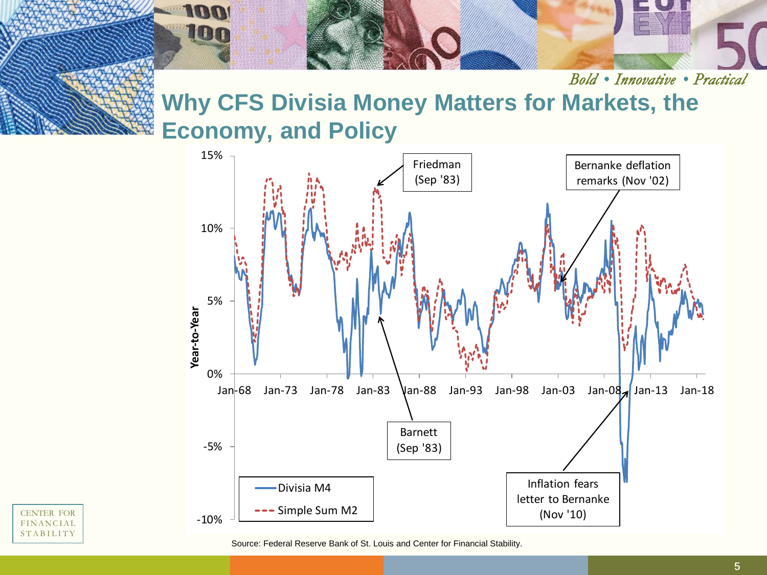## Why CFS Divisia Money Matters for Markets, the Economy, and Policy

*Bold • Innovative • Practical*

Year-to-Year

15%
10%
5%
0%
-5%
-10%

Jan-68 Jan-73 Jan-78 Jan-83 Jan-88 Jan-93 Jan-98 Jan-03 Jan-08 Jan-13 Jan-18

Friedman (Sep '83)

Bernanke deflation remarks (Nov '02)

Barnett (Sep '83)

Inflation fears letter to Bernanke (Nov '10)

Divisia M4

Simple Sum M2

Source: Federal Reserve Bank of St. Louis and Center for Financial Stability.

CENTER FOR FINANCIAL STABILITY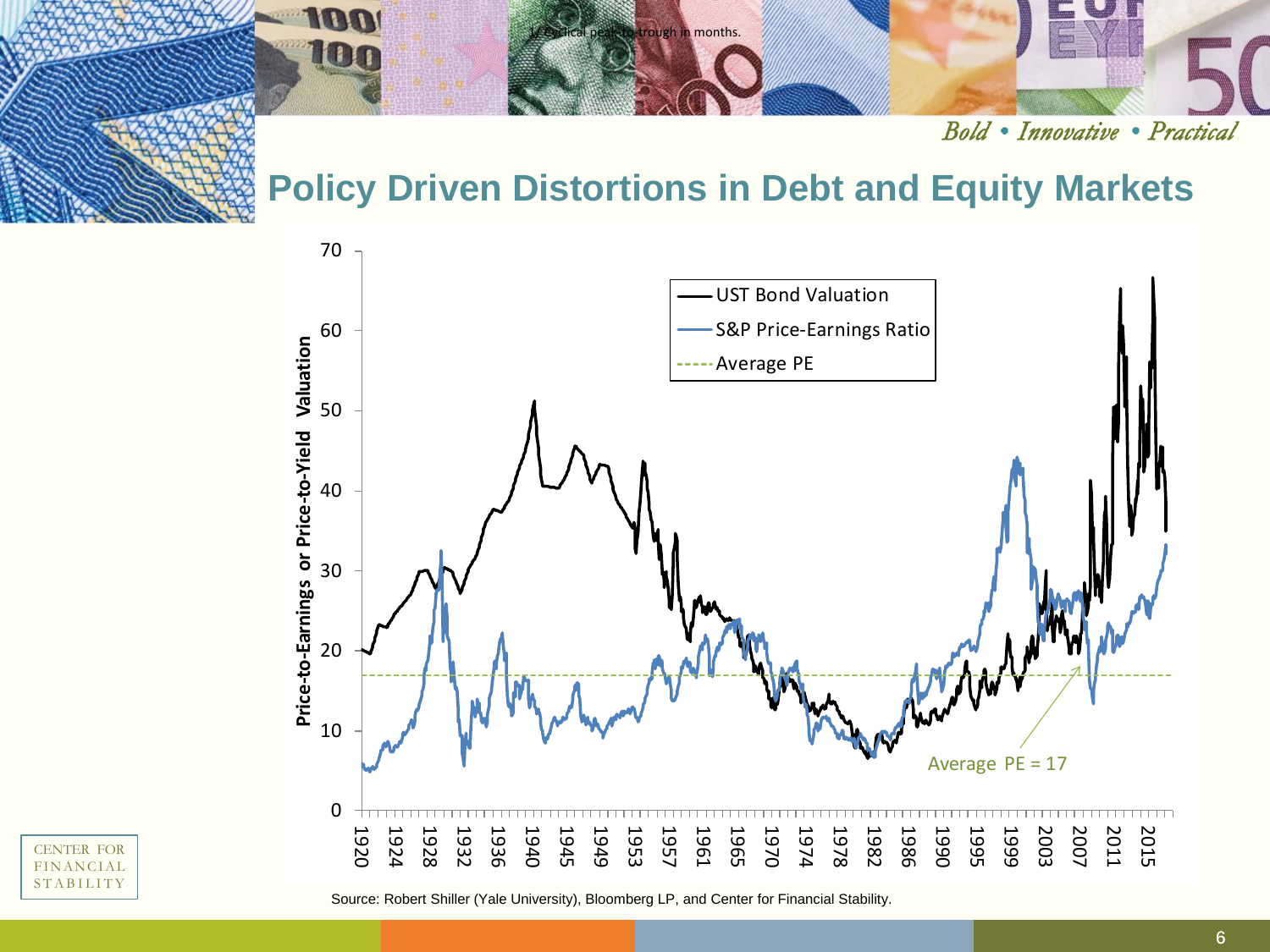## Policy Driven Distortions in Debt and Equity Markets

Source: Robert Shiller (Yale University), Bloomberg LP, and Center for Financial Stability.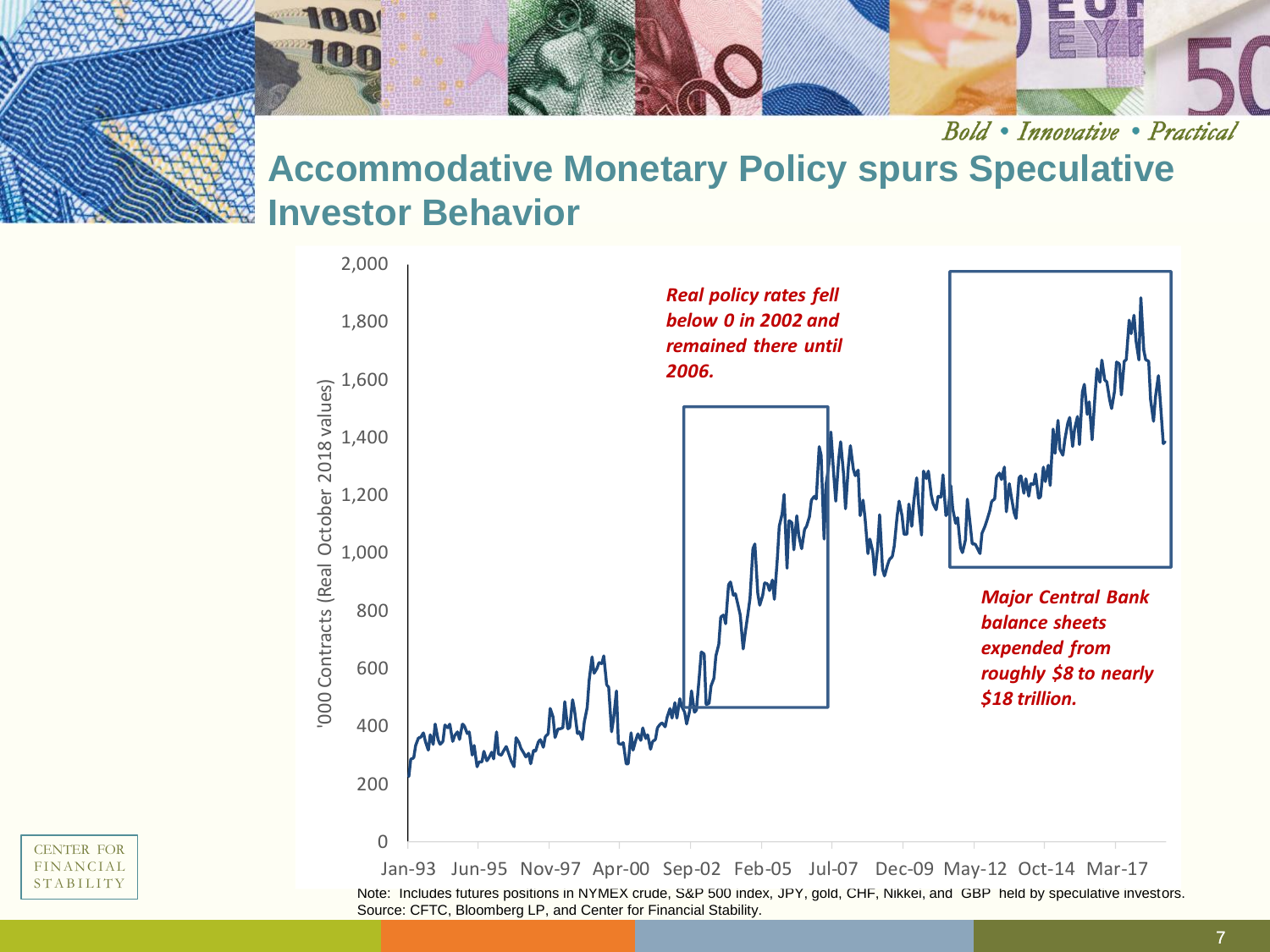# Accommodative Monetary Policy spurs Speculative Investor Behavior

*Real policy rates fell below 0 in 2002 and remained there until 2006.*

*Major Central Bank balance sheets expended from roughly $8 to nearly $18 trillion.*

'000 Contracts (Real October 2018 values)

Note: Includes futures positions in NYMEX crude, S&P 500 index, JPY, gold, CHF, Nikkei, and GBP held by speculative investors.
Source: CFTC, Bloomberg LP, and Center for Financial Stability.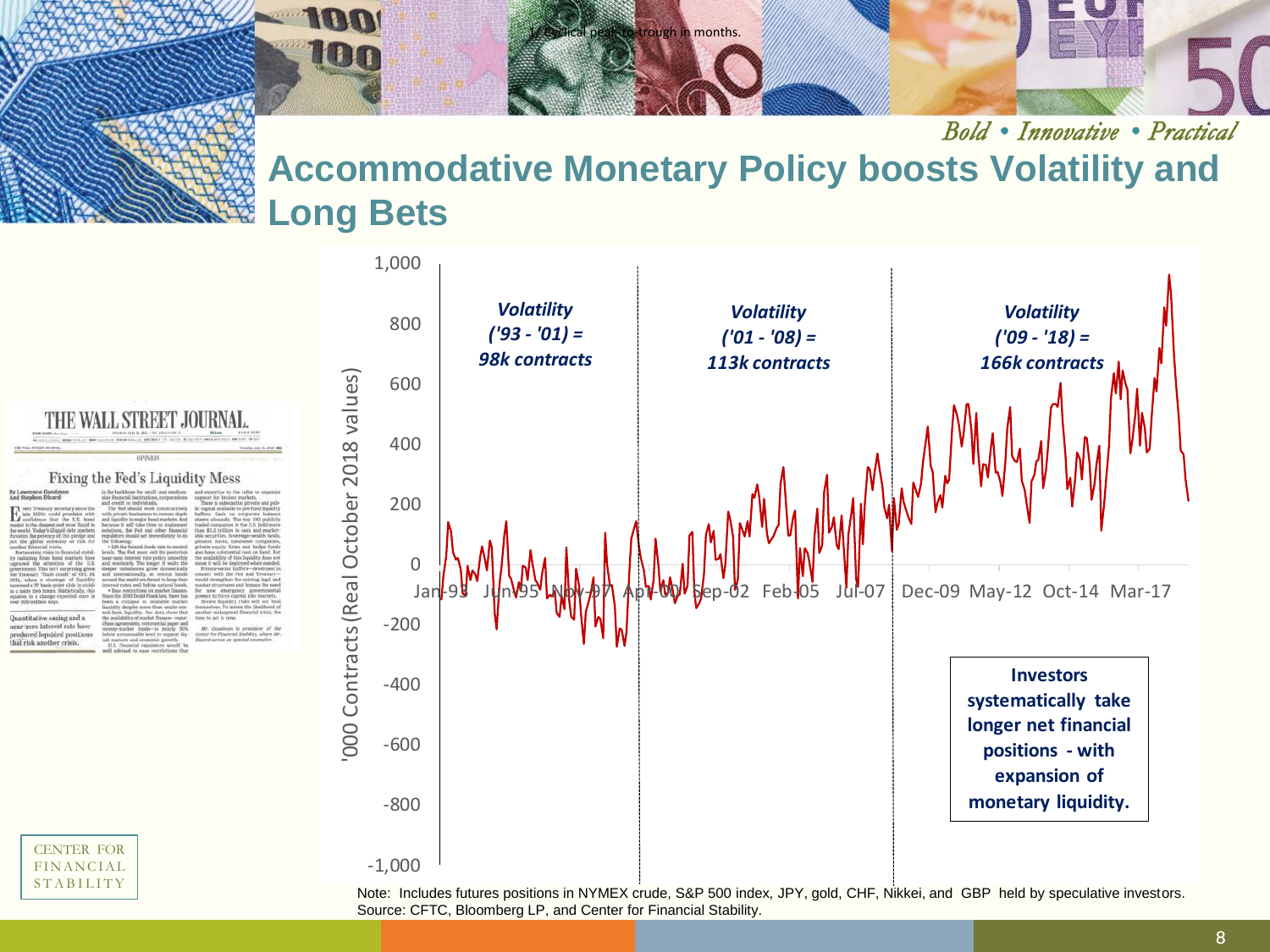# Accommodative Monetary Policy boosts Volatility and Long Bets

1/ Cyclical peak-to-trough in months.

**THE WALL STREET JOURNAL.**

OPINION

Fixing the Fed's Liquidity Mess

By Lawrence Goodman And Stephen Dizard

Quantitative easing and a near-zero interest rate have produced lopsided positions that risk another crisis.

'000 Contracts (Real October 2018 values)

1,000
800
600
400
200
0
-200
-400
-600
-800
-1,000

Jan-93 | Jun-95 | Nov-97 | Apr-00 | Sep-02 | Feb-05 | Jul-07 | Dec-09 | May-12 | Oct-14 | Mar-17

***Volatility ('93 - '01) = 98k contracts***

***Volatility ('01 - '08) = 113k contracts***

***Volatility ('09 - '18) = 166k contracts***

**Investors systematically take longer net financial positions - with expansion of monetary liquidity.**

Note: Includes futures positions in NYMEX crude, S&P 500 index, JPY, gold, CHF, Nikkei, and GBP held by speculative investors.
Source: CFTC, Bloomberg LP, and Center for Financial Stability.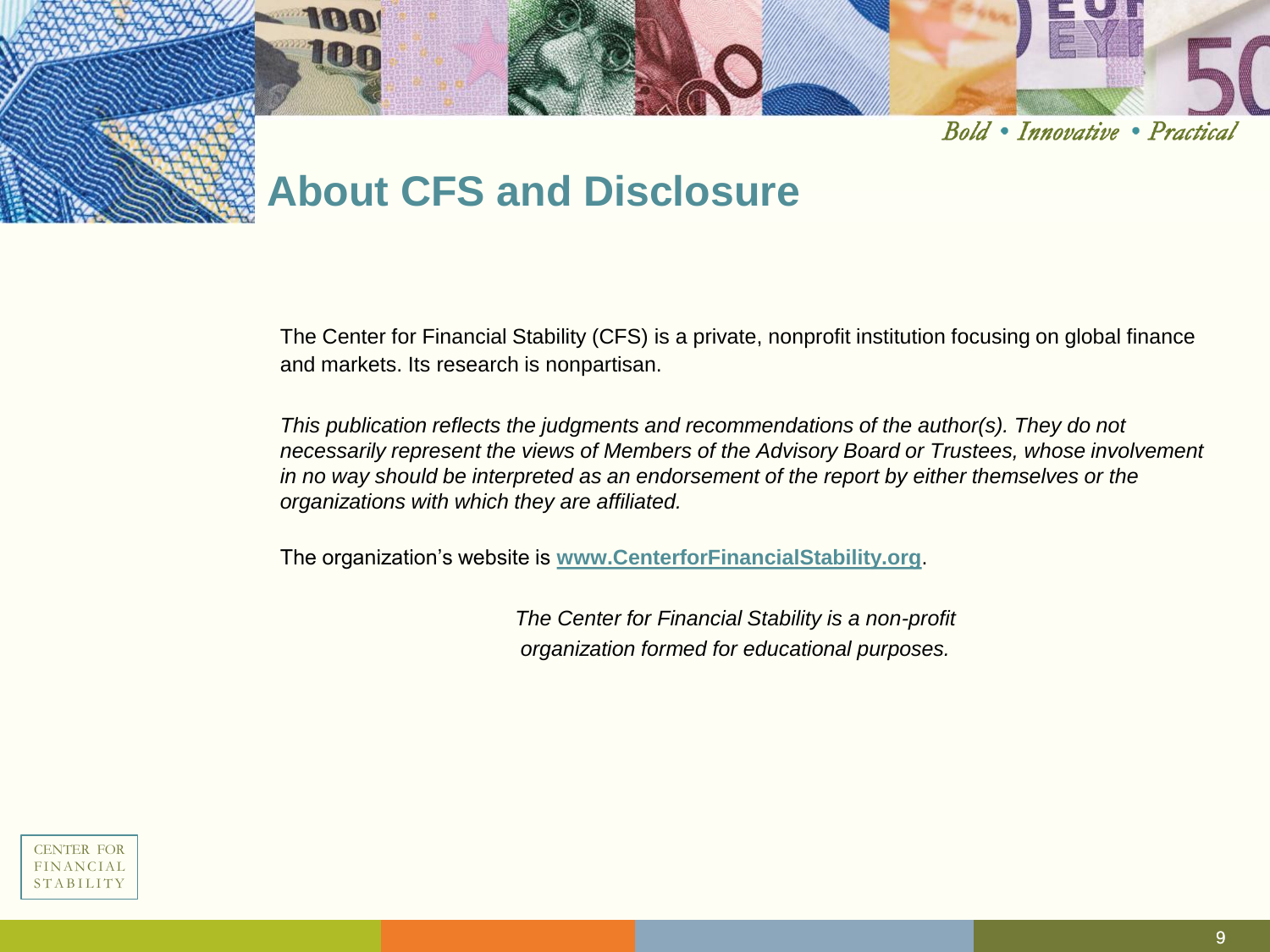# About CFS and Disclosure

The Center for Financial Stability (CFS) is a private, nonprofit institution focusing on global finance and markets. Its research is nonpartisan.

*This publication reflects the judgments and recommendations of the author(s). They do not necessarily represent the views of Members of the Advisory Board or Trustees, whose involvement in no way should be interpreted as an endorsement of the report by either themselves or the organizations with which they are affiliated.*

The organization's website is **www.CenterforFinancialStability.org**.

*The Center for Financial Stability is a non-profit organization formed for educational purposes.*